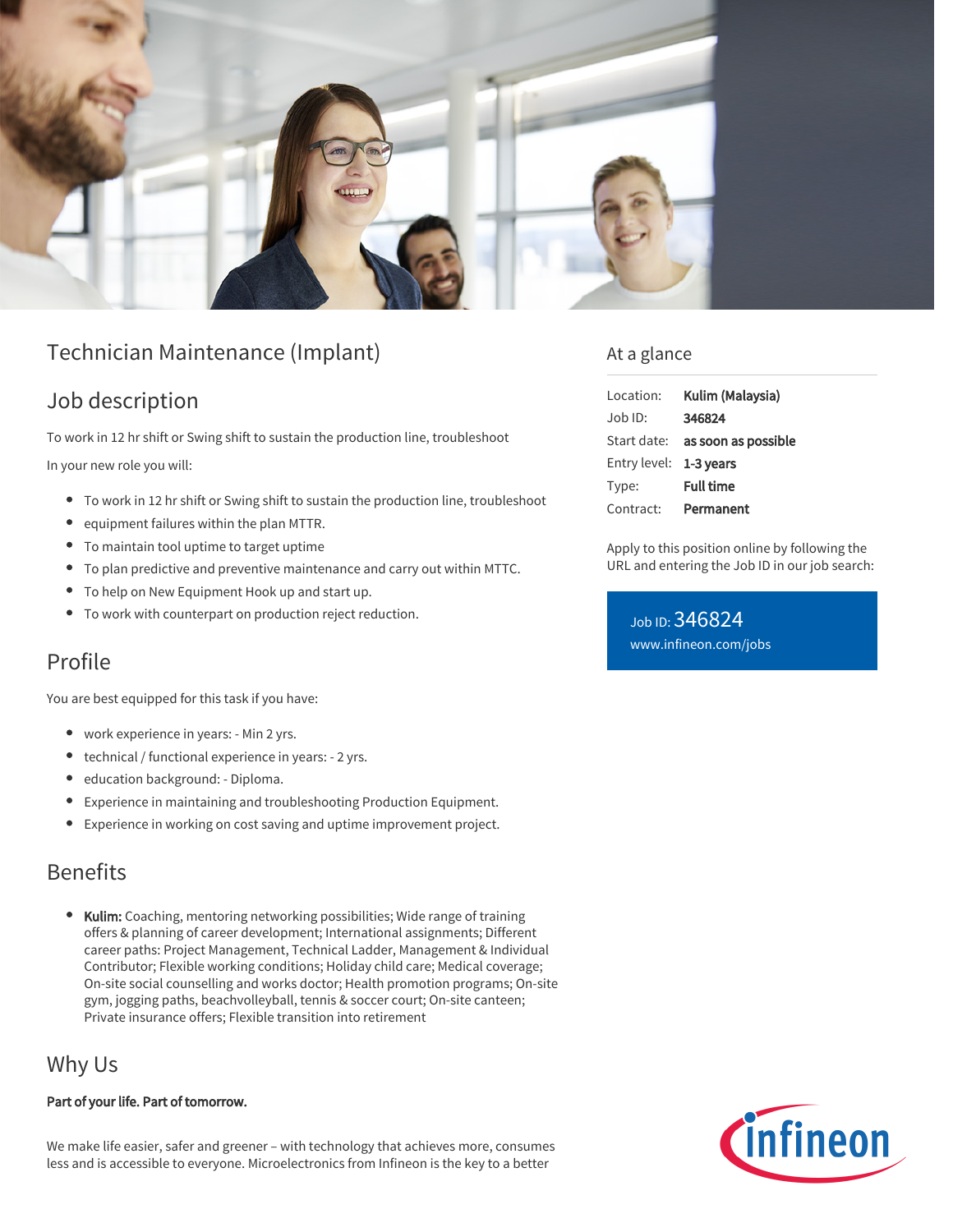# Technician Maintenance (Implant)

## Job description

To work in 12 hr shift or Swing shift to sustain the production line, troubleshoot

In your new role you will:

- To work in 12 hr shift or Swing shift to sustain the production line, troubleshoot
- equipment failures within the plan MTTR.
- To maintain tool uptime to target uptime
- To plan predictive and preventive maintenance and carry out within MTTC.
- To help on New Equipment Hook up and start up.
- To work with counterpart on production reject reduction.

## Profile

You are best equipped for this task if you have:

- work experience in years: - Min 2 yrs.
- technical / functional experience in years: - 2 yrs.
- education background: - Diploma.
- Experience in maintaining and troubleshooting Production Equipment.
- Experience in working on cost saving and uptime improvement project.

## Benefits

- **Kulim:** Coaching, mentoring networking possibilities; Wide range of training offers & planning of career development; International assignments; Different career paths: Project Management, Technical Ladder, Management & Individual Contributor; Flexible working conditions; Holiday child care; Medical coverage; On-site social counselling and works doctor; Health promotion programs; On-site gym, jogging paths, beachvolleyball, tennis & soccer court; On-site canteen; Private insurance offers; Flexible transition into retirement

## Why Us

**Part of your life. Part of tomorrow.**

We make life easier, safer and greener – with technology that achieves more, consumes less and is accessible to everyone. Microelectronics from Infineon is the key to a better

## At a glance

| | |
|---|---|
| Location: | **Kulim (Malaysia)** |
| Job ID: | **346824** |
| Start date: | **as soon as possible** |
| Entry level: | **1-3 years** |
| Type: | **Full time** |
| Contract: | **Permanent** |

Apply to this position online by following the URL and entering the Job ID in our job search:

Job ID: 346824
www.infineon.com/jobs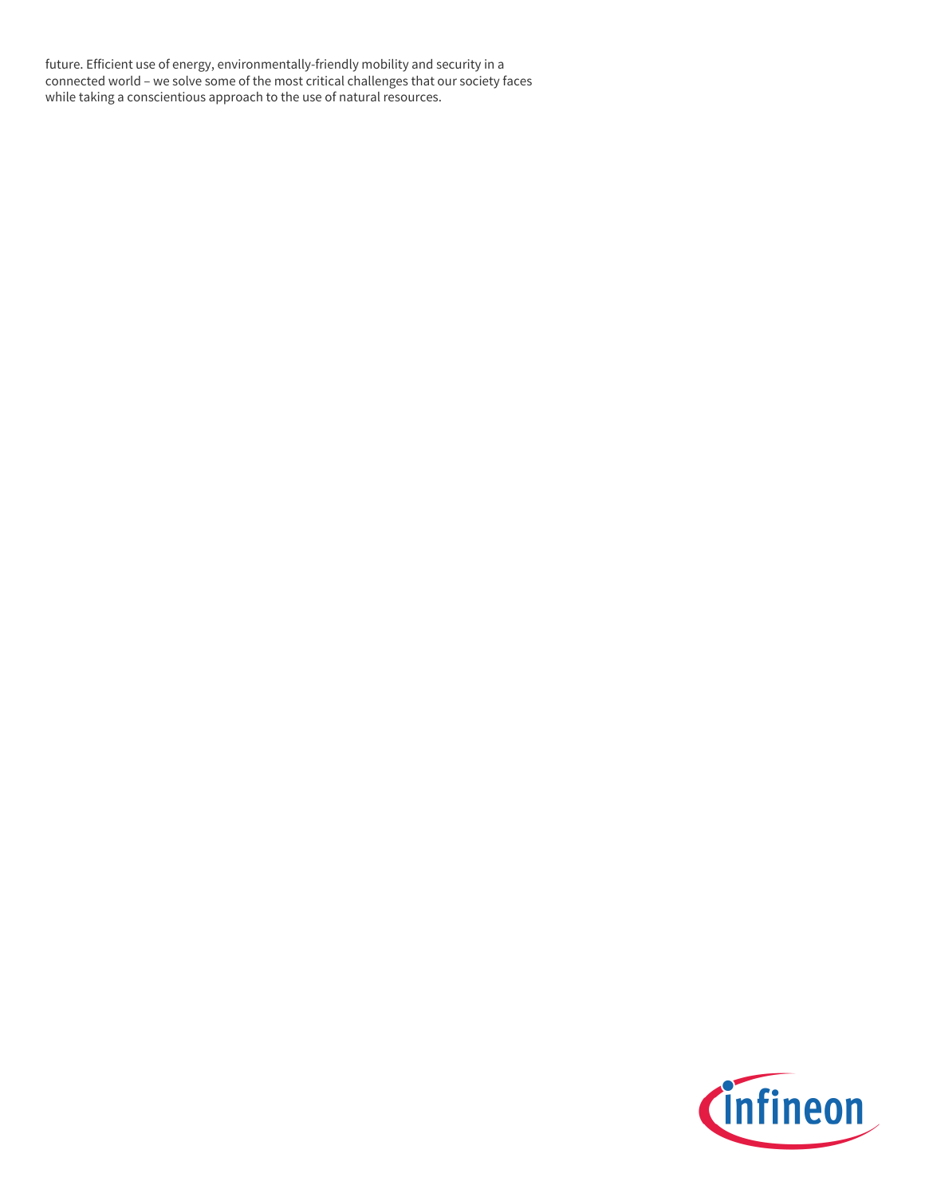future. Efficient use of energy, environmentally-friendly mobility and security in a connected world – we solve some of the most critical challenges that our society faces while taking a conscientious approach to the use of natural resources.